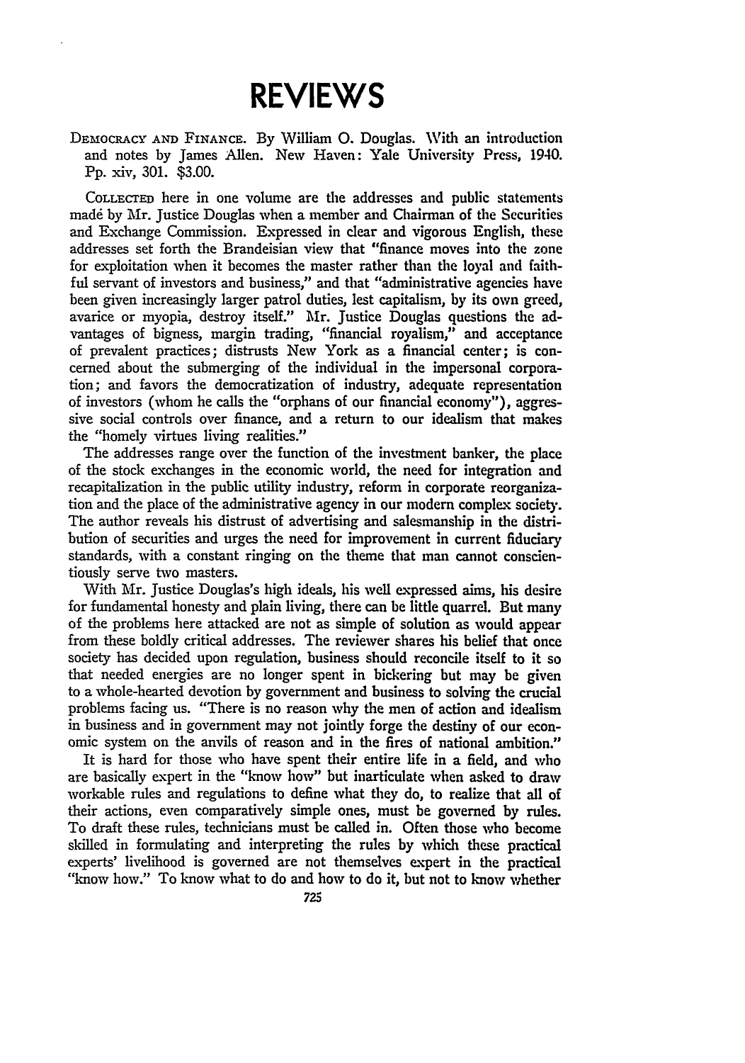# REVIEWS

DEMOCRACY AND FINANCE. By William O. Douglas. With an introduction and notes by James Allen. New Haven: Yale University Press, 1940. Pp. xiv, 301. $3.00.

COLLECTED here in one volume are the addresses and public statements madė by Mr. Justice Douglas when a member and Chairman of the Securities and Exchange Commission. Expressed in clear and vigorous English, these addresses set forth the Brandeisian view that "finance moves into the zone for exploitation when it becomes the master rather than the loyal and faithful servant of investors and business," and that "administrative agencies have been given increasingly larger patrol duties, lest capitalism, by its own greed, avarice or myopia, destroy itself." Mr. Justice Douglas questions the advantages of bigness, margin trading, "financial royalism," and acceptance of prevalent practices; distrusts New York as a financial center; is concerned about the submerging of the individual in the impersonal corporation; and favors the democratization of industry, adequate representation of investors (whom he calls the "orphans of our financial economy"), aggressive social controls over finance, and a return to our idealism that makes the "homely virtues living realities."

The addresses range over the function of the investment banker, the place of the stock exchanges in the economic world, the need for integration and recapitalization in the public utility industry, reform in corporate reorganization and the place of the administrative agency in our modern complex society. The author reveals his distrust of advertising and salesmanship in the distribution of securities and urges the need for improvement in current fiduciary standards, with a constant ringing on the theme that man cannot conscientiously serve two masters.

With Mr. Justice Douglas's high ideals, his well expressed aims, his desire for fundamental honesty and plain living, there can be little quarrel. But many of the problems here attacked are not as simple of solution as would appear from these boldly critical addresses. The reviewer shares his belief that once society has decided upon regulation, business should reconcile itself to it so that needed energies are no longer spent in bickering but may be given to a whole-hearted devotion by government and business to solving the crucial problems facing us. "There is no reason why the men of action and idealism in business and in government may not jointly forge the destiny of our economic system on the anvils of reason and in the fires of national ambition."

It is hard for those who have spent their entire life in a field, and who are basically expert in the "know how" but inarticulate when asked to draw workable rules and regulations to define what they do, to realize that all of their actions, even comparatively simple ones, must be governed by rules. To draft these rules, technicians must be called in. Often those who become skilled in formulating and interpreting the rules by which these practical experts' livelihood is governed are not themselves expert in the practical "know how." To know what to do and how to do it, but not to know whether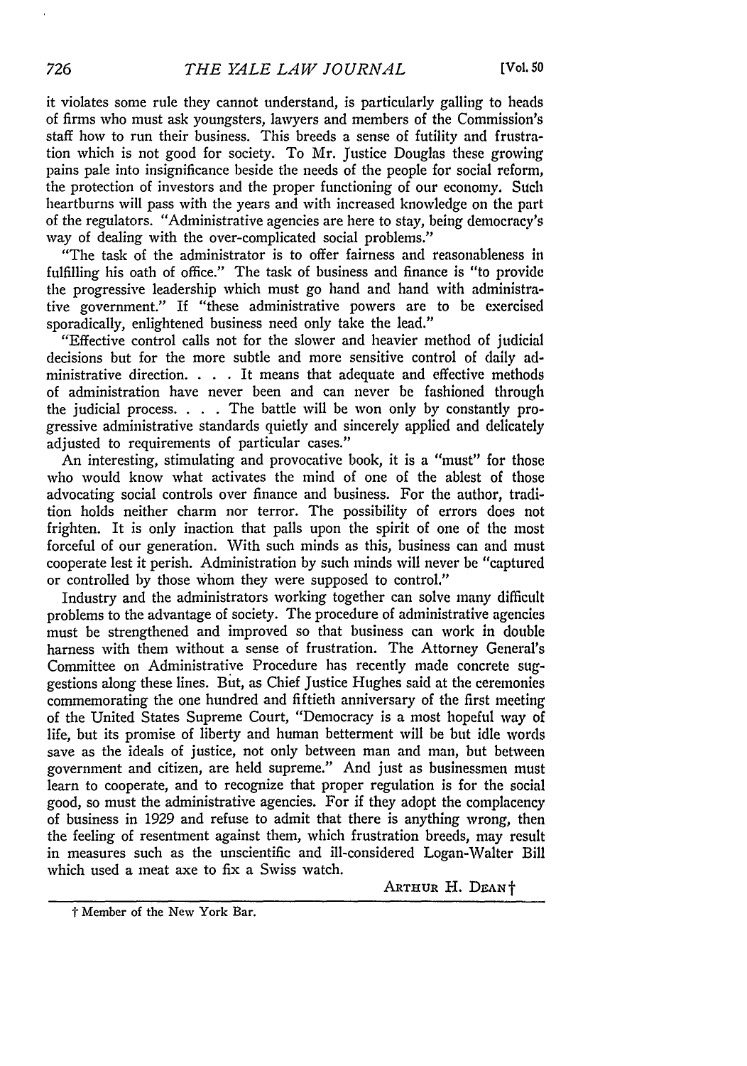it violates some rule they cannot understand, is particularly galling to heads of firms who must ask youngsters, lawyers and members of the Commission's staff how to run their business. This breeds a sense of futility and frustration which is not good for society. To Mr. Justice Douglas these growing pains pale into insignificance beside the needs of the people for social reform, the protection of investors and the proper functioning of our economy. Such heartburns will pass with the years and with increased knowledge on the part of the regulators. "Administrative agencies are here to stay, being democracy's way of dealing with the over-complicated social problems."

"The task of the administrator is to offer fairness and reasonableness in fulfilling his oath of office." The task of business and finance is "to provide the progressive leadership which must go hand and hand with administrative government." If "these administrative powers are to be exercised sporadically, enlightened business need only take the lead."

"Effective control calls not for the slower and heavier method of judicial decisions but for the more subtle and more sensitive control of daily administrative direction. . . . It means that adequate and effective methods of administration have never been and can never be fashioned through the judicial process. . . . The battle will be won only by constantly progressive administrative standards quietly and sincerely applied and delicately adjusted to requirements of particular cases."

An interesting, stimulating and provocative book, it is a "must" for those who would know what activates the mind of one of the ablest of those advocating social controls over finance and business. For the author, tradition holds neither charm nor terror. The possibility of errors does not frighten. It is only inaction that palls upon the spirit of one of the most forceful of our generation. With such minds as this, business can and must cooperate lest it perish. Administration by such minds will never be "captured or controlled by those whom they were supposed to control."

Industry and the administrators working together can solve many difficult problems to the advantage of society. The procedure of administrative agencies must be strengthened and improved so that business can work in double harness with them without a sense of frustration. The Attorney General's Committee on Administrative Procedure has recently made concrete suggestions along these lines. But, as Chief Justice Hughes said at the ceremonies commemorating the one hundred and fiftieth anniversary of the first meeting of the United States Supreme Court, "Democracy is a most hopeful way of life, but its promise of liberty and human betterment will be but idle words save as the ideals of justice, not only between man and man, but between government and citizen, are held supreme." And just as businessmen must learn to cooperate, and to recognize that proper regulation is for the social good, so must the administrative agencies. For if they adopt the complacency of business in 1929 and refuse to admit that there is anything wrong, then the feeling of resentment against them, which frustration breeds, may result in measures such as the unscientific and ill-considered Logan-Walter Bill which used a meat axe to fix a Swiss watch.

ARTHUR H. DEAN†

† Member of the New York Bar.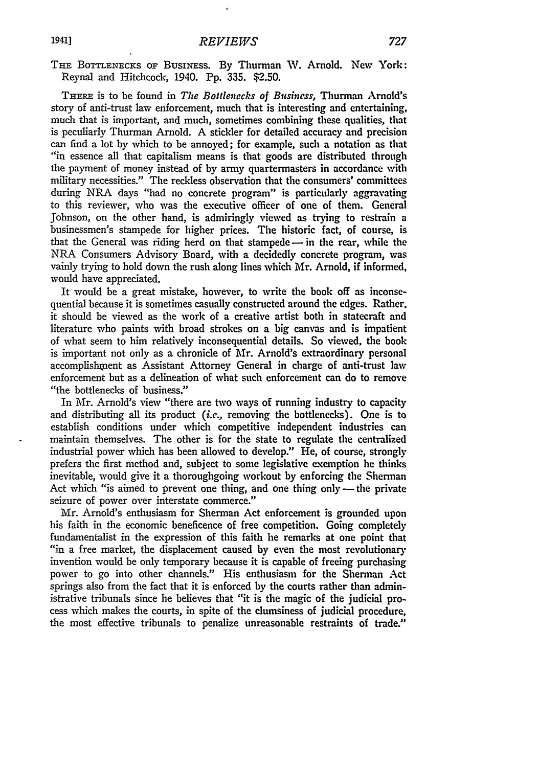THE BOTTLENECKS OF BUSINESS. By Thurman W. Arnold. New York: Reynal and Hitchcock, 1940. Pp. 335. $2.50.

THERE is to be found in *The Bottlenecks of Business*, Thurman Arnold's story of anti-trust law enforcement, much that is interesting and entertaining, much that is important, and much, sometimes combining these qualities, that is peculiarly Thurman Arnold. A stickler for detailed accuracy and precision can find a lot by which to be annoyed; for example, such a notation as that "in essence all that capitalism means is that goods are distributed through the payment of money instead of by army quartermasters in accordance with military necessities." The reckless observation that the consumers' committees during NRA days "had no concrete program" is particularly aggravating to this reviewer, who was the executive officer of one of them. General Johnson, on the other hand, is admiringly viewed as trying to restrain a businessmen's stampede for higher prices. The historic fact, of course, is that the General was riding herd on that stampede — in the rear, while the NRA Consumers Advisory Board, with a decidedly concrete program, was vainly trying to hold down the rush along lines which Mr. Arnold, if informed, would have appreciated.

It would be a great mistake, however, to write the book off as inconsequential because it is sometimes casually constructed around the edges. Rather, it should be viewed as the work of a creative artist both in statecraft and literature who paints with broad strokes on a big canvas and is impatient of what seem to him relatively inconsequential details. So viewed, the book is important not only as a chronicle of Mr. Arnold's extraordinary personal accomplishment as Assistant Attorney General in charge of anti-trust law enforcement but as a delineation of what such enforcement can do to remove "the bottlenecks of business."

In Mr. Arnold's view "there are two ways of running industry to capacity and distributing all its product (*i.e.*, removing the bottlenecks). One is to establish conditions under which competitive independent industries can maintain themselves. The other is for the state to regulate the centralized industrial power which has been allowed to develop." He, of course, strongly prefers the first method and, subject to some legislative exemption he thinks inevitable, would give it a thoroughgoing workout by enforcing the Sherman Act which "is aimed to prevent one thing, and one thing only — the private seizure of power over interstate commerce."

Mr. Arnold's enthusiasm for Sherman Act enforcement is grounded upon his faith in the economic beneficence of free competition. Going completely fundamentalist in the expression of this faith he remarks at one point that "in a free market, the displacement caused by even the most revolutionary invention would be only temporary because it is capable of freeing purchasing power to go into other channels." His enthusiasm for the Sherman Act springs also from the fact that it is enforced by the courts rather than administrative tribunals since he believes that "it is the magic of the judicial process which makes the courts, in spite of the clumsiness of judicial procedure, the most effective tribunals to penalize unreasonable restraints of trade."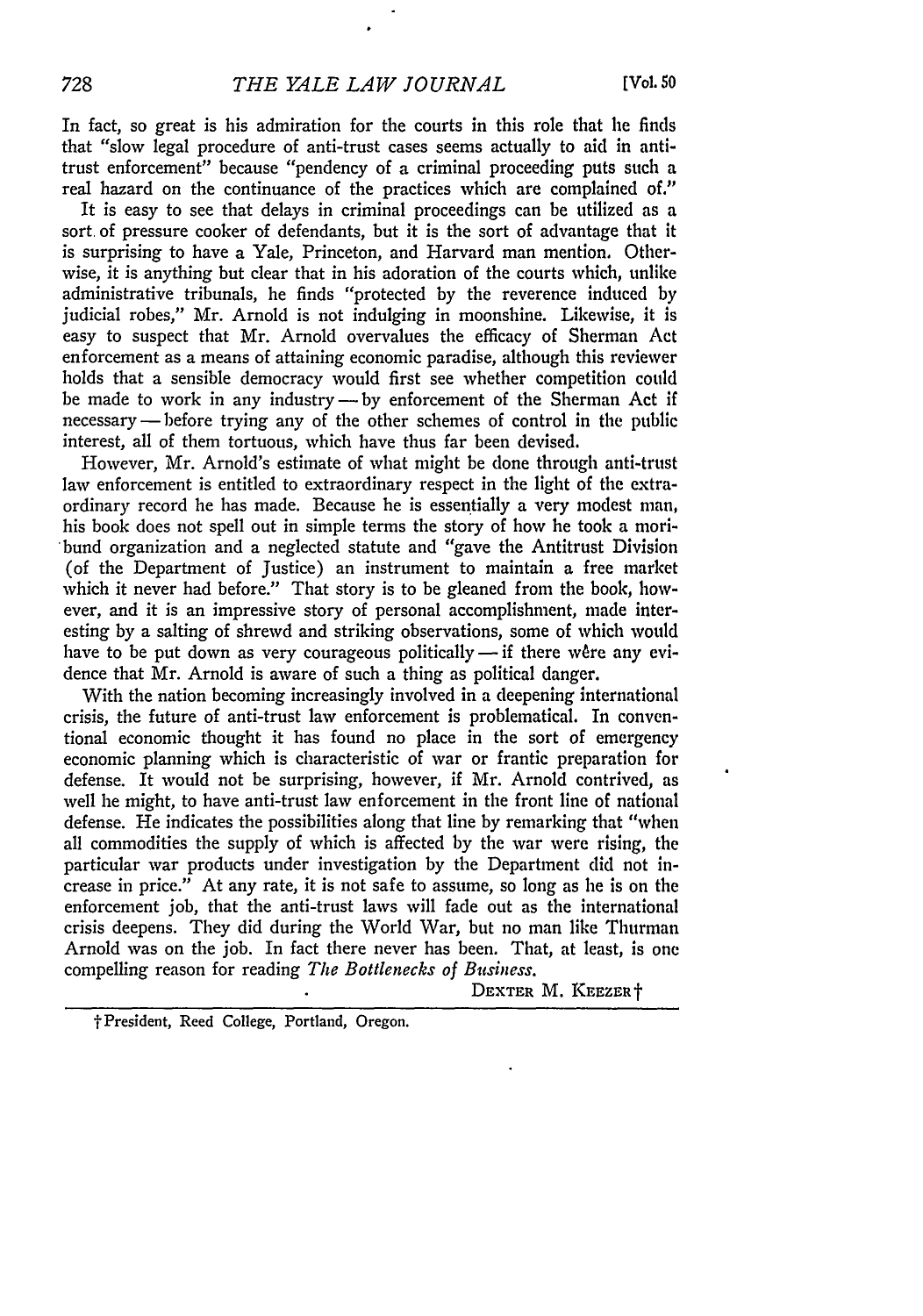In fact, so great is his admiration for the courts in this role that he finds that "slow legal procedure of anti-trust cases seems actually to aid in anti-trust enforcement" because "pendency of a criminal proceeding puts such a real hazard on the continuance of the practices which are complained of."

It is easy to see that delays in criminal proceedings can be utilized as a sort of pressure cooker of defendants, but it is the sort of advantage that it is surprising to have a Yale, Princeton, and Harvard man mention. Otherwise, it is anything but clear that in his adoration of the courts which, unlike administrative tribunals, he finds "protected by the reverence induced by judicial robes," Mr. Arnold is not indulging in moonshine. Likewise, it is easy to suspect that Mr. Arnold overvalues the efficacy of Sherman Act enforcement as a means of attaining economic paradise, although this reviewer holds that a sensible democracy would first see whether competition could be made to work in any industry — by enforcement of the Sherman Act if necessary — before trying any of the other schemes of control in the public interest, all of them tortuous, which have thus far been devised.

However, Mr. Arnold's estimate of what might be done through anti-trust law enforcement is entitled to extraordinary respect in the light of the extraordinary record he has made. Because he is essentially a very modest man, his book does not spell out in simple terms the story of how he took a moribund organization and a neglected statute and "gave the Antitrust Division (of the Department of Justice) an instrument to maintain a free market which it never had before." That story is to be gleaned from the book, however, and it is an impressive story of personal accomplishment, made interesting by a salting of shrewd and striking observations, some of which would have to be put down as very courageous politically — if there were any evidence that Mr. Arnold is aware of such a thing as political danger.

With the nation becoming increasingly involved in a deepening international crisis, the future of anti-trust law enforcement is problematical. In conventional economic thought it has found no place in the sort of emergency economic planning which is characteristic of war or frantic preparation for defense. It would not be surprising, however, if Mr. Arnold contrived, as well he might, to have anti-trust law enforcement in the front line of national defense. He indicates the possibilities along that line by remarking that "when all commodities the supply of which is affected by the war were rising, the particular war products under investigation by the Department did not increase in price." At any rate, it is not safe to assume, so long as he is on the enforcement job, that the anti-trust laws will fade out as the international crisis deepens. They did during the World War, but no man like Thurman Arnold was on the job. In fact there never has been. That, at least, is one compelling reason for reading *The Bottlenecks of Business.*

DEXTER M. KEEZER†

† President, Reed College, Portland, Oregon.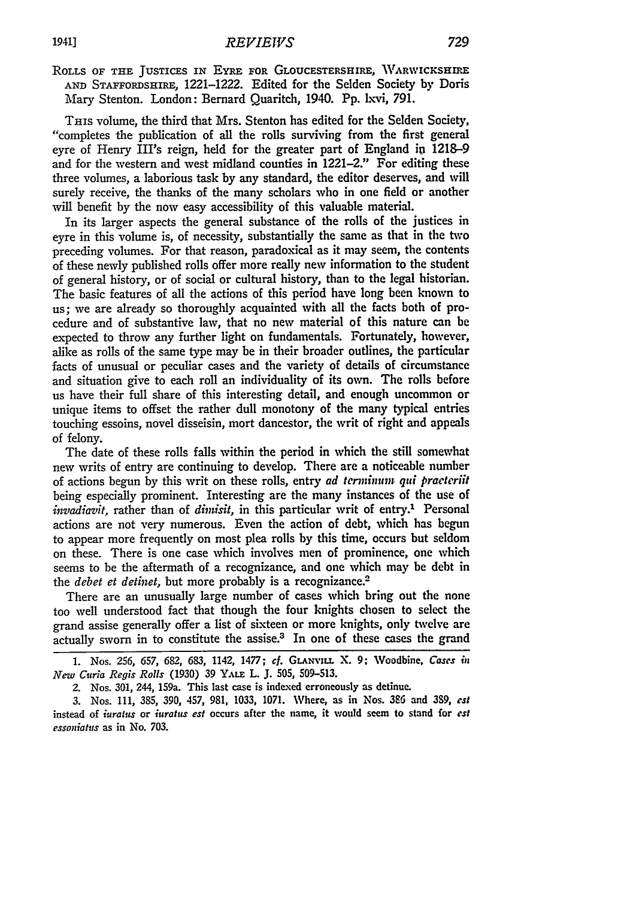ROLLS OF THE JUSTICES IN EYRE FOR GLOUCESTERSHIRE, WARWICKSHIRE AND STAFFORDSHIRE, 1221–1222. Edited for the Selden Society by Doris Mary Stenton. London: Bernard Quaritch, 1940. Pp. lxvi, 791.

THIS volume, the third that Mrs. Stenton has edited for the Selden Society, "completes the publication of all the rolls surviving from the first general eyre of Henry III's reign, held for the greater part of England in 1218–9 and for the western and west midland counties in 1221–2." For editing these three volumes, a laborious task by any standard, the editor deserves, and will surely receive, the thanks of the many scholars who in one field or another will benefit by the now easy accessibility of this valuable material.

In its larger aspects the general substance of the rolls of the justices in eyre in this volume is, of necessity, substantially the same as that in the two preceding volumes. For that reason, paradoxical as it may seem, the contents of these newly published rolls offer more really new information to the student of general history, or of social or cultural history, than to the legal historian. The basic features of all the actions of this period have long been known to us; we are already so thoroughly acquainted with all the facts both of procedure and of substantive law, that no new material of this nature can be expected to throw any further light on fundamentals. Fortunately, however, alike as rolls of the same type may be in their broader outlines, the particular facts of unusual or peculiar cases and the variety of details of circumstance and situation give to each roll an individuality of its own. The rolls before us have their full share of this interesting detail, and enough uncommon or unique items to offset the rather dull monotony of the many typical entries touching essoins, novel disseisin, mort dancestor, the writ of right and appeals of felony.

The date of these rolls falls within the period in which the still somewhat new writs of entry are continuing to develop. There are a noticeable number of actions begun by this writ on these rolls, entry *ad terminum qui praeteriit* being especially prominent. Interesting are the many instances of the use of *invadiavit*, rather than of *dimisit*, in this particular writ of entry.[1] Personal actions are not very numerous. Even the action of debt, which has begun to appear more frequently on most plea rolls by this time, occurs but seldom on these. There is one case which involves men of prominence, one which seems to be the aftermath of a recognizance, and one which may be debt in the *debet et detinet*, but more probably is a recognizance.[2]

There are an unusually large number of cases which bring out the none too well understood fact that though the four knights chosen to select the grand assise generally offer a list of sixteen or more knights, only twelve are actually sworn in to constitute the assise.[3] In one of these cases the grand

1. Nos. 256, 657, 682, 683, 1142, 1477; *cf.* GLANVILL X. 9; Woodbine, *Cases in New Curia Regis Rolls* (1930) 39 YALE L. J. 505, 509–513.

2. Nos. 301, 244, 159a. This last case is indexed erroneously as detinue.

3. Nos. 111, 385, 390, 457, 981, 1033, 1071. Where, as in Nos. 386 and 389, *est* instead of *iuratus* or *iuratus est* occurs after the name, it would seem to stand for *est essoniatus* as in No. 703.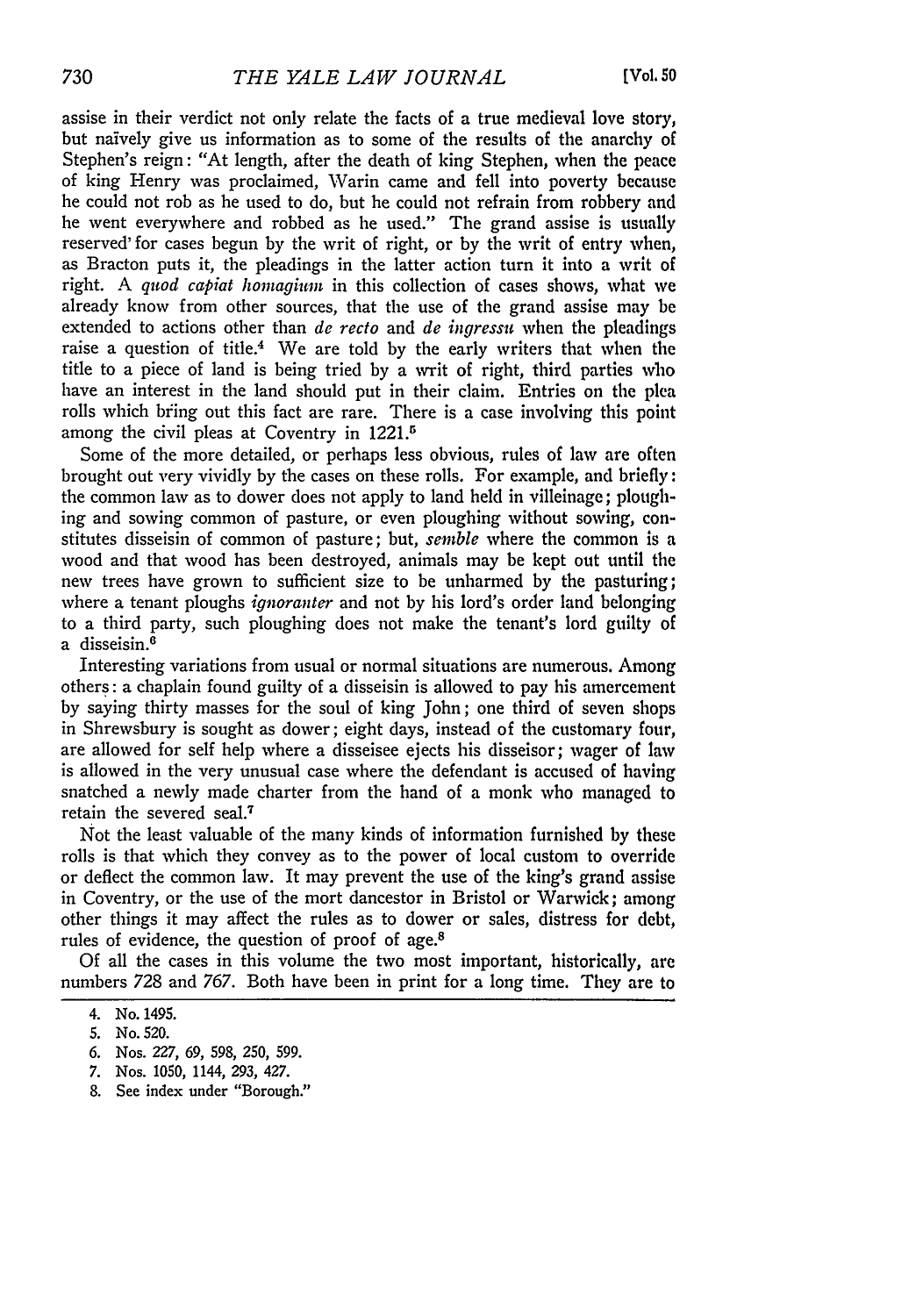assise in their verdict not only relate the facts of a true medieval love story, but naïvely give us information as to some of the results of the anarchy of Stephen's reign: "At length, after the death of king Stephen, when the peace of king Henry was proclaimed, Warin came and fell into poverty because he could not rob as he used to do, but he could not refrain from robbery and he went everywhere and robbed as he used." The grand assise is usually reserved for cases begun by the writ of right, or by the writ of entry when, as Bracton puts it, the pleadings in the latter action turn it into a writ of right. A *quod capiat homagium* in this collection of cases shows, what we already know from other sources, that the use of the grand assise may be extended to actions other than *de recto* and *de ingressu* when the pleadings raise a question of title.[4] We are told by the early writers that when the title to a piece of land is being tried by a writ of right, third parties who have an interest in the land should put in their claim. Entries on the plea rolls which bring out this fact are rare. There is a case involving this point among the civil pleas at Coventry in 1221.[5]

Some of the more detailed, or perhaps less obvious, rules of law are often brought out very vividly by the cases on these rolls. For example, and briefly: the common law as to dower does not apply to land held in villeinage; ploughing and sowing common of pasture, or even ploughing without sowing, constitutes disseisin of common of pasture; but, *semble* where the common is a wood and that wood has been destroyed, animals may be kept out until the new trees have grown to sufficient size to be unharmed by the pasturing; where a tenant ploughs *ignoranter* and not by his lord's order land belonging to a third party, such ploughing does not make the tenant's lord guilty of a disseisin.[6]

Interesting variations from usual or normal situations are numerous. Among others: a chaplain found guilty of a disseisin is allowed to pay his amercement by saying thirty masses for the soul of king John; one third of seven shops in Shrewsbury is sought as dower; eight days, instead of the customary four, are allowed for self help where a disseisee ejects his disseisor; wager of law is allowed in the very unusual case where the defendant is accused of having snatched a newly made charter from the hand of a monk who managed to retain the severed seal.[7]

Not the least valuable of the many kinds of information furnished by these rolls is that which they convey as to the power of local custom to override or deflect the common law. It may prevent the use of the king's grand assise in Coventry, or the use of the mort dancestor in Bristol or Warwick; among other things it may affect the rules as to dower or sales, distress for debt, rules of evidence, the question of proof of age.[8]

Of all the cases in this volume the two most important, historically, are numbers 728 and 767. Both have been in print for a long time. They are to

4. No. 1495.
5. No. 520.
6. Nos. 227, 69, 598, 250, 599.
7. Nos. 1050, 1144, 293, 427.
8. See index under "Borough."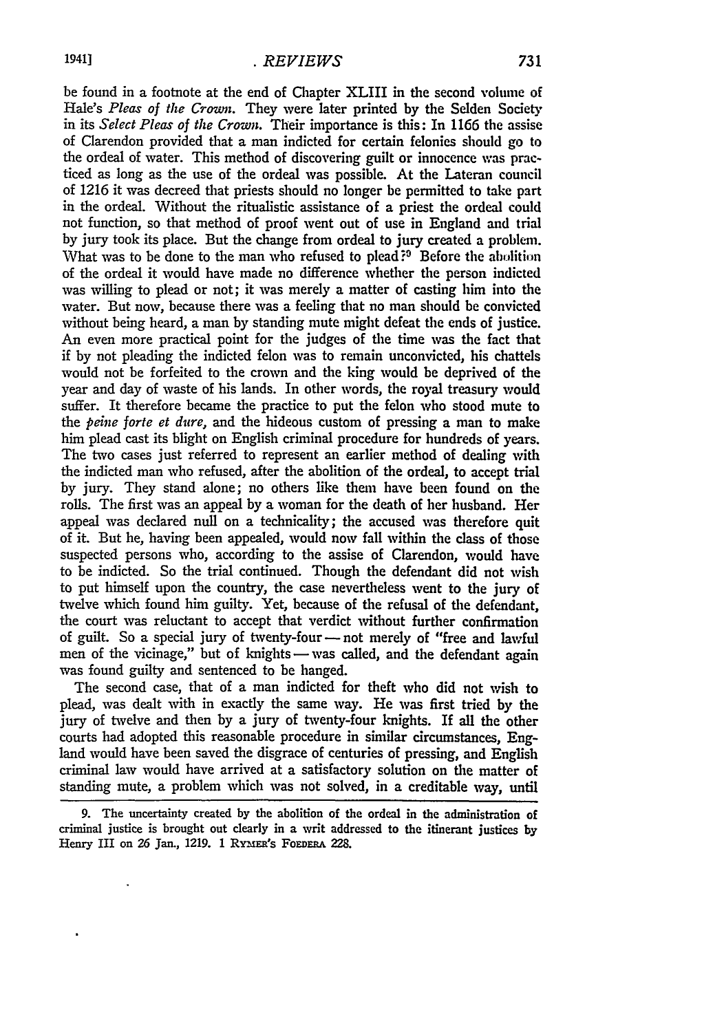be found in a footnote at the end of Chapter XLIII in the second volume of Hale's *Pleas of the Crown*. They were later printed by the Selden Society in its *Select Pleas of the Crown*. Their importance is this: In 1166 the assise of Clarendon provided that a man indicted for certain felonies should go to the ordeal of water. This method of discovering guilt or innocence was practiced as long as the use of the ordeal was possible. At the Lateran council of 1216 it was decreed that priests should no longer be permitted to take part in the ordeal. Without the ritualistic assistance of a priest the ordeal could not function, so that method of proof went out of use in England and trial by jury took its place. But the change from ordeal to jury created a problem. What was to be done to the man who refused to plead?[9] Before the abolition of the ordeal it would have made no difference whether the person indicted was willing to plead or not; it was merely a matter of casting him into the water. But now, because there was a feeling that no man should be convicted without being heard, a man by standing mute might defeat the ends of justice. An even more practical point for the judges of the time was the fact that if by not pleading the indicted felon was to remain unconvicted, his chattels would not be forfeited to the crown and the king would be deprived of the year and day of waste of his lands. In other words, the royal treasury would suffer. It therefore became the practice to put the felon who stood mute to the *peine forte et dure,* and the hideous custom of pressing a man to make him plead cast its blight on English criminal procedure for hundreds of years. The two cases just referred to represent an earlier method of dealing with the indicted man who refused, after the abolition of the ordeal, to accept trial by jury. They stand alone; no others like them have been found on the rolls. The first was an appeal by a woman for the death of her husband. Her appeal was declared null on a technicality; the accused was therefore quit of it. But he, having been appealed, would now fall within the class of those suspected persons who, according to the assise of Clarendon, would have to be indicted. So the trial continued. Though the defendant did not wish to put himself upon the country, the case nevertheless went to the jury of twelve which found him guilty. Yet, because of the refusal of the defendant, the court was reluctant to accept that verdict without further confirmation of guilt. So a special jury of twenty-four — not merely of "free and lawful men of the vicinage," but of knights — was called, and the defendant again was found guilty and sentenced to be hanged.

The second case, that of a man indicted for theft who did not wish to plead, was dealt with in exactly the same way. He was first tried by the jury of twelve and then by a jury of twenty-four knights. If all the other courts had adopted this reasonable procedure in similar circumstances, England would have been saved the disgrace of centuries of pressing, and English criminal law would have arrived at a satisfactory solution on the matter of standing mute, a problem which was not solved, in a creditable way, until

9. The uncertainty created by the abolition of the ordeal in the administration of criminal justice is brought out clearly in a writ addressed to the itinerant justices by Henry III on 26 Jan., 1219. 1 RYMER'S FOEDERA 228.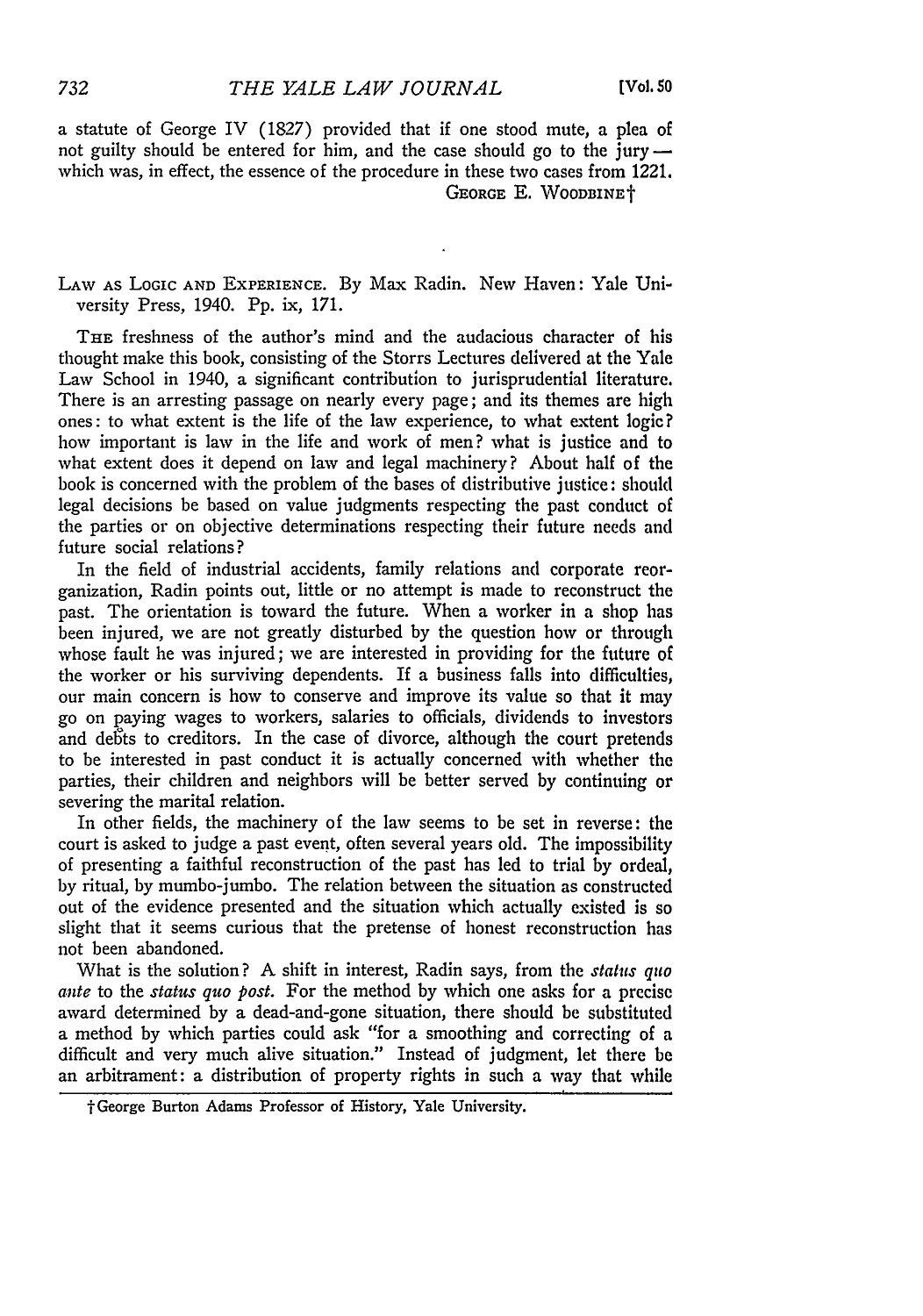a statute of George IV (1827) provided that if one stood mute, a plea of not guilty should be entered for him, and the case should go to the jury — which was, in effect, the essence of the procedure in these two cases from 1221.

GEORGE E. WOODBINE†

LAW AS LOGIC AND EXPERIENCE. By Max Radin. New Haven: Yale University Press, 1940. Pp. ix, 171.

THE freshness of the author's mind and the audacious character of his thought make this book, consisting of the Storrs Lectures delivered at the Yale Law School in 1940, a significant contribution to jurisprudential literature. There is an arresting passage on nearly every page; and its themes are high ones: to what extent is the life of the law experience, to what extent logic? how important is law in the life and work of men? what is justice and to what extent does it depend on law and legal machinery? About half of the book is concerned with the problem of the bases of distributive justice: should legal decisions be based on value judgments respecting the past conduct of the parties or on objective determinations respecting their future needs and future social relations?

In the field of industrial accidents, family relations and corporate reorganization, Radin points out, little or no attempt is made to reconstruct the past. The orientation is toward the future. When a worker in a shop has been injured, we are not greatly disturbed by the question how or through whose fault he was injured; we are interested in providing for the future of the worker or his surviving dependents. If a business falls into difficulties, our main concern is how to conserve and improve its value so that it may go on paying wages to workers, salaries to officials, dividends to investors and debts to creditors. In the case of divorce, although the court pretends to be interested in past conduct it is actually concerned with whether the parties, their children and neighbors will be better served by continuing or severing the marital relation.

In other fields, the machinery of the law seems to be set in reverse: the court is asked to judge a past event, often several years old. The impossibility of presenting a faithful reconstruction of the past has led to trial by ordeal, by ritual, by mumbo-jumbo. The relation between the situation as constructed out of the evidence presented and the situation which actually existed is so slight that it seems curious that the pretense of honest reconstruction has not been abandoned.

What is the solution? A shift in interest, Radin says, from the *status quo ante* to the *status quo post*. For the method by which one asks for a precise award determined by a dead-and-gone situation, there should be substituted a method by which parties could ask "for a smoothing and correcting of a difficult and very much alive situation." Instead of judgment, let there be an arbitrament: a distribution of property rights in such a way that while

†George Burton Adams Professor of History, Yale University.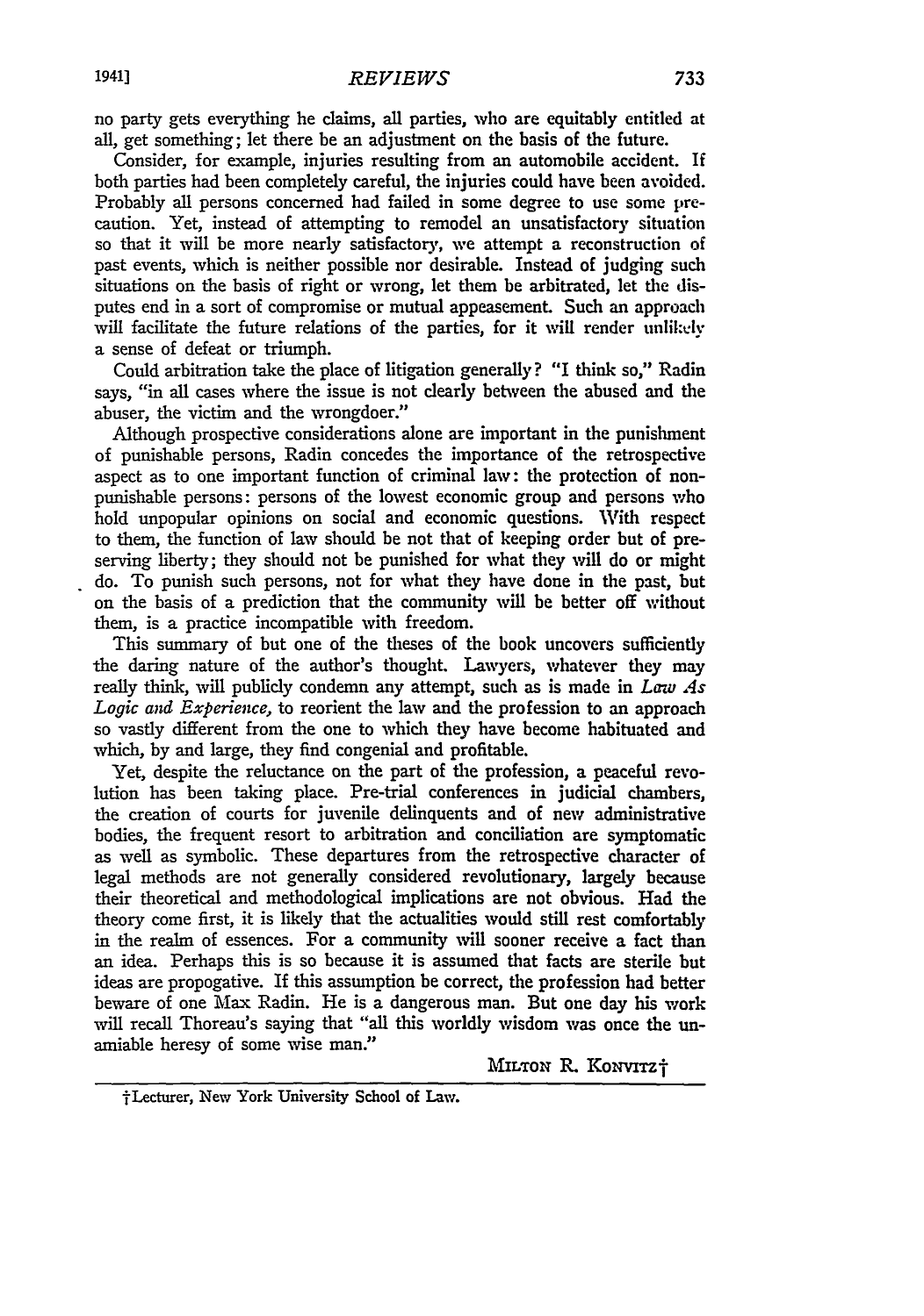no party gets everything he claims, all parties, who are equitably entitled at all, get something; let there be an adjustment on the basis of the future.

Consider, for example, injuries resulting from an automobile accident. If both parties had been completely careful, the injuries could have been avoided. Probably all persons concerned had failed in some degree to use some precaution. Yet, instead of attempting to remodel an unsatisfactory situation so that it will be more nearly satisfactory, we attempt a reconstruction of past events, which is neither possible nor desirable. Instead of judging such situations on the basis of right or wrong, let them be arbitrated, let the disputes end in a sort of compromise or mutual appeasement. Such an approach will facilitate the future relations of the parties, for it will render unlikely a sense of defeat or triumph.

Could arbitration take the place of litigation generally? "I think so," Radin says, "in all cases where the issue is not clearly between the abused and the abuser, the victim and the wrongdoer."

Although prospective considerations alone are important in the punishment of punishable persons, Radin concedes the importance of the retrospective aspect as to one important function of criminal law: the protection of non-punishable persons: persons of the lowest economic group and persons who hold unpopular opinions on social and economic questions. With respect to them, the function of law should be not that of keeping order but of preserving liberty; they should not be punished for what they will do or might do. To punish such persons, not for what they have done in the past, but on the basis of a prediction that the community will be better off without them, is a practice incompatible with freedom.

This summary of but one of the theses of the book uncovers sufficiently the daring nature of the author's thought. Lawyers, whatever they may really think, will publicly condemn any attempt, such as is made in *Law As Logic and Experience,* to reorient the law and the profession to an approach so vastly different from the one to which they have become habituated and which, by and large, they find congenial and profitable.

Yet, despite the reluctance on the part of the profession, a peaceful revolution has been taking place. Pre-trial conferences in judicial chambers, the creation of courts for juvenile delinquents and of new administrative bodies, the frequent resort to arbitration and conciliation are symptomatic as well as symbolic. These departures from the retrospective character of legal methods are not generally considered revolutionary, largely because their theoretical and methodological implications are not obvious. Had the theory come first, it is likely that the actualities would still rest comfortably in the realm of essences. For a community will sooner receive a fact than an idea. Perhaps this is so because it is assumed that facts are sterile but ideas are propogative. If this assumption be correct, the profession had better beware of one Max Radin. He is a dangerous man. But one day his work will recall Thoreau's saying that "all this worldly wisdom was once the unamiable heresy of some wise man."

MILTON R. KONVITZ†

---

†Lecturer, New York University School of Law.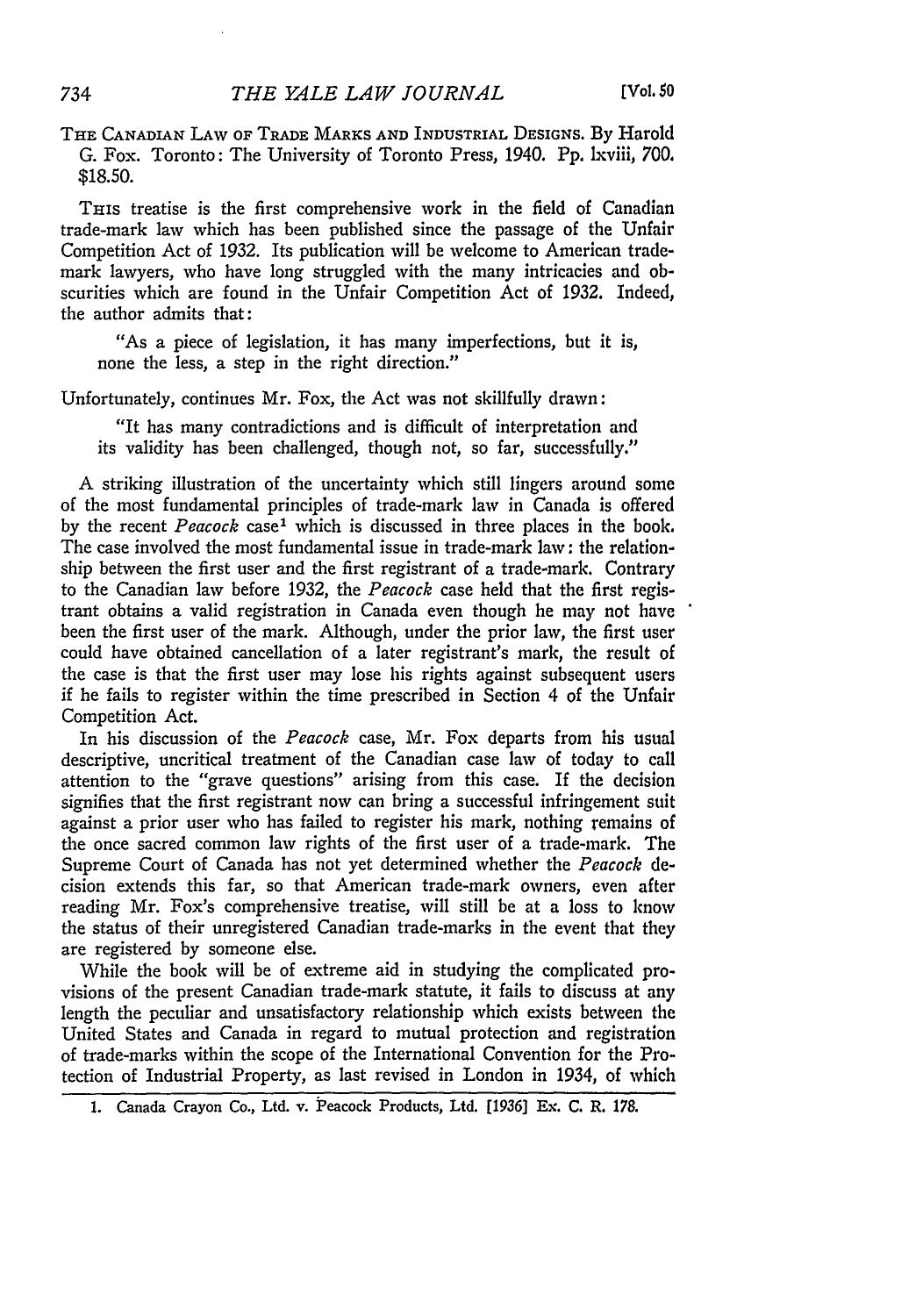THE CANADIAN LAW OF TRADE MARKS AND INDUSTRIAL DESIGNS. By Harold G. Fox. Toronto: The University of Toronto Press, 1940. Pp. lxviii, 700. $18.50.

THIS treatise is the first comprehensive work in the field of Canadian trade-mark law which has been published since the passage of the Unfair Competition Act of 1932. Its publication will be welcome to American trade-mark lawyers, who have long struggled with the many intricacies and obscurities which are found in the Unfair Competition Act of 1932. Indeed, the author admits that:

> "As a piece of legislation, it has many imperfections, but it is, none the less, a step in the right direction."

Unfortunately, continues Mr. Fox, the Act was not skillfully drawn:

> "It has many contradictions and is difficult of interpretation and its validity has been challenged, though not, so far, successfully."

A striking illustration of the uncertainty which still lingers around some of the most fundamental principles of trade-mark law in Canada is offered by the recent *Peacock* case[1] which is discussed in three places in the book. The case involved the most fundamental issue in trade-mark law: the relationship between the first user and the first registrant of a trade-mark. Contrary to the Canadian law before 1932, the *Peacock* case held that the first registrant obtains a valid registration in Canada even though he may not have been the first user of the mark. Although, under the prior law, the first user could have obtained cancellation of a later registrant's mark, the result of the case is that the first user may lose his rights against subsequent users if he fails to register within the time prescribed in Section 4 of the Unfair Competition Act.

In his discussion of the *Peacock* case, Mr. Fox departs from his usual descriptive, uncritical treatment of the Canadian case law of today to call attention to the "grave questions" arising from this case. If the decision signifies that the first registrant now can bring a successful infringement suit against a prior user who has failed to register his mark, nothing remains of the once sacred common law rights of the first user of a trade-mark. The Supreme Court of Canada has not yet determined whether the *Peacock* decision extends this far, so that American trade-mark owners, even after reading Mr. Fox's comprehensive treatise, will still be at a loss to know the status of their unregistered Canadian trade-marks in the event that they are registered by someone else.

While the book will be of extreme aid in studying the complicated provisions of the present Canadian trade-mark statute, it fails to discuss at any length the peculiar and unsatisfactory relationship which exists between the United States and Canada in regard to mutual protection and registration of trade-marks within the scope of the International Convention for the Protection of Industrial Property, as last revised in London in 1934, of which

1. Canada Crayon Co., Ltd. v. Peacock Products, Ltd. [1936] Ex. C. R. 178.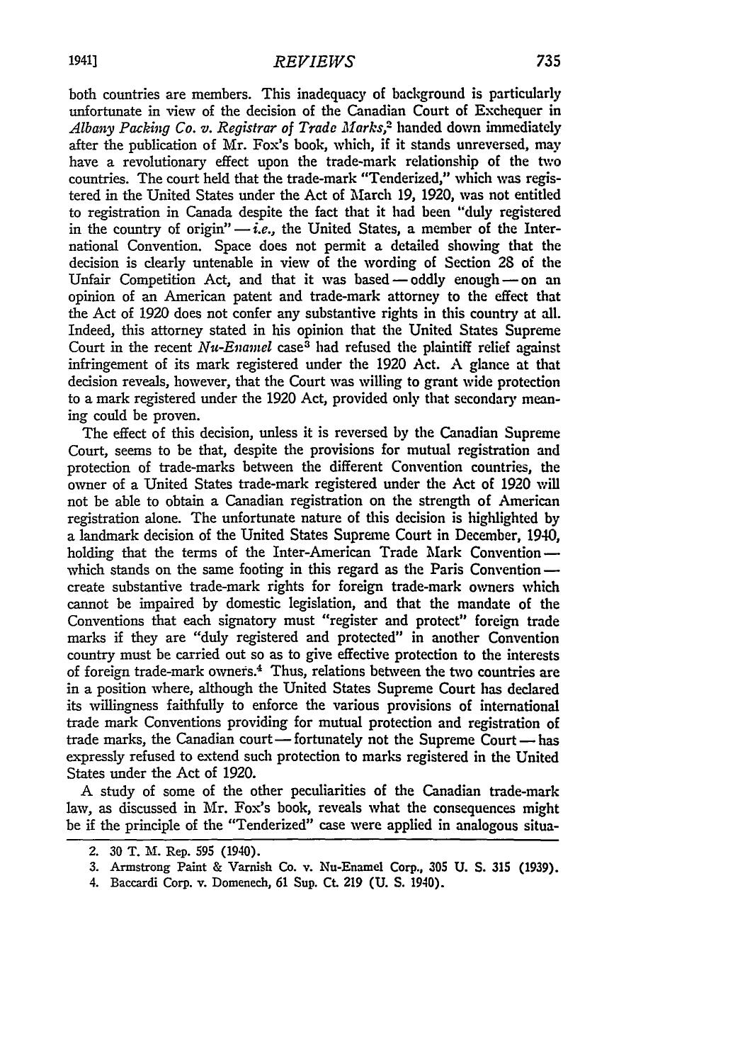both countries are members. This inadequacy of background is particularly unfortunate in view of the decision of the Canadian Court of Exchequer in *Albany Packing Co. v. Registrar of Trade Marks*,[2] handed down immediately after the publication of Mr. Fox's book, which, if it stands unreversed, may have a revolutionary effect upon the trade-mark relationship of the two countries. The court held that the trade-mark "Tenderized," which was registered in the United States under the Act of March 19, 1920, was not entitled to registration in Canada despite the fact that it had been "duly registered in the country of origin" — *i.e.*, the United States, a member of the International Convention. Space does not permit a detailed showing that the decision is clearly untenable in view of the wording of Section 28 of the Unfair Competition Act, and that it was based — oddly enough — on an opinion of an American patent and trade-mark attorney to the effect that the Act of 1920 does not confer any substantive rights in this country at all. Indeed, this attorney stated in his opinion that the United States Supreme Court in the recent *Nu-Enamel* case[3] had refused the plaintiff relief against infringement of its mark registered under the 1920 Act. A glance at that decision reveals, however, that the Court was willing to grant wide protection to a mark registered under the 1920 Act, provided only that secondary meaning could be proven.

The effect of this decision, unless it is reversed by the Canadian Supreme Court, seems to be that, despite the provisions for mutual registration and protection of trade-marks between the different Convention countries, the owner of a United States trade-mark registered under the Act of 1920 will not be able to obtain a Canadian registration on the strength of American registration alone. The unfortunate nature of this decision is highlighted by a landmark decision of the United States Supreme Court in December, 1940, holding that the terms of the Inter-American Trade Mark Convention — which stands on the same footing in this regard as the Paris Convention — create substantive trade-mark rights for foreign trade-mark owners which cannot be impaired by domestic legislation, and that the mandate of the Conventions that each signatory must "register and protect" foreign trade marks if they are "duly registered and protected" in another Convention country must be carried out so as to give effective protection to the interests of foreign trade-mark owners.[4] Thus, relations between the two countries are in a position where, although the United States Supreme Court has declared its willingness faithfully to enforce the various provisions of international trade mark Conventions providing for mutual protection and registration of trade marks, the Canadian court — fortunately not the Supreme Court — has expressly refused to extend such protection to marks registered in the United States under the Act of 1920.

A study of some of the other peculiarities of the Canadian trade-mark law, as discussed in Mr. Fox's book, reveals what the consequences might be if the principle of the "Tenderized" case were applied in analogous situa-

2. 30 T. M. Rep. 595 (1940).

3. Armstrong Paint & Varnish Co. v. Nu-Enamel Corp., 305 U. S. 315 (1939).

4. Baccardi Corp. v. Domenech, 61 Sup. Ct. 219 (U. S. 1940).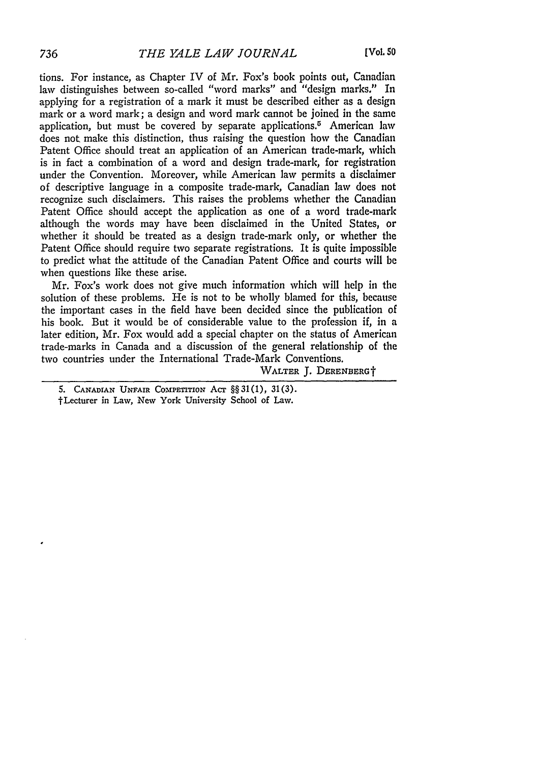tions. For instance, as Chapter IV of Mr. Fox's book points out, Canadian law distinguishes between so-called "word marks" and "design marks." In applying for a registration of a mark it must be described either as a design mark or a word mark; a design and word mark cannot be joined in the same application, but must be covered by separate applications.[5] American law does not make this distinction, thus raising the question how the Canadian Patent Office should treat an application of an American trade-mark, which is in fact a combination of a word and design trade-mark, for registration under the Convention. Moreover, while American law permits a disclaimer of descriptive language in a composite trade-mark, Canadian law does not recognize such disclaimers. This raises the problems whether the Canadian Patent Office should accept the application as one of a word trade-mark although the words may have been disclaimed in the United States, or whether it should be treated as a design trade-mark only, or whether the Patent Office should require two separate registrations. It is quite impossible to predict what the attitude of the Canadian Patent Office and courts will be when questions like these arise.

Mr. Fox's work does not give much information which will help in the solution of these problems. He is not to be wholly blamed for this, because the important cases in the field have been decided since the publication of his book. But it would be of considerable value to the profession if, in a later edition, Mr. Fox would add a special chapter on the status of American trade-marks in Canada and a discussion of the general relationship of the two countries under the International Trade-Mark Conventions.

WALTER J. DERENBERG†

---

5. CANADIAN UNFAIR COMPETITION ACT §§ 31(1), 31(3).

†Lecturer in Law, New York University School of Law.